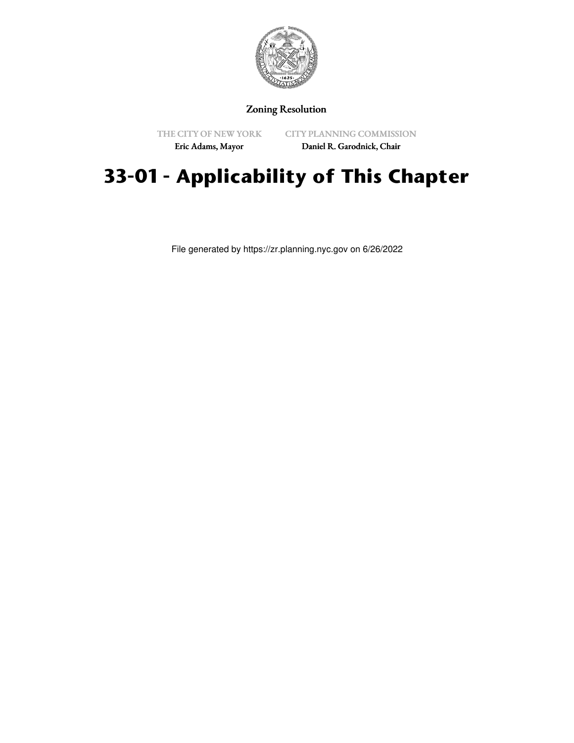Zoning Resolution

THE CITY OF NEW YORK
Eric Adams, Mayor

CITY PLANNING COMMISSION
Daniel R. Garodnick, Chair

# 33-01 - Applicability of This Chapter

File generated by https://zr.planning.nyc.gov on 6/26/2022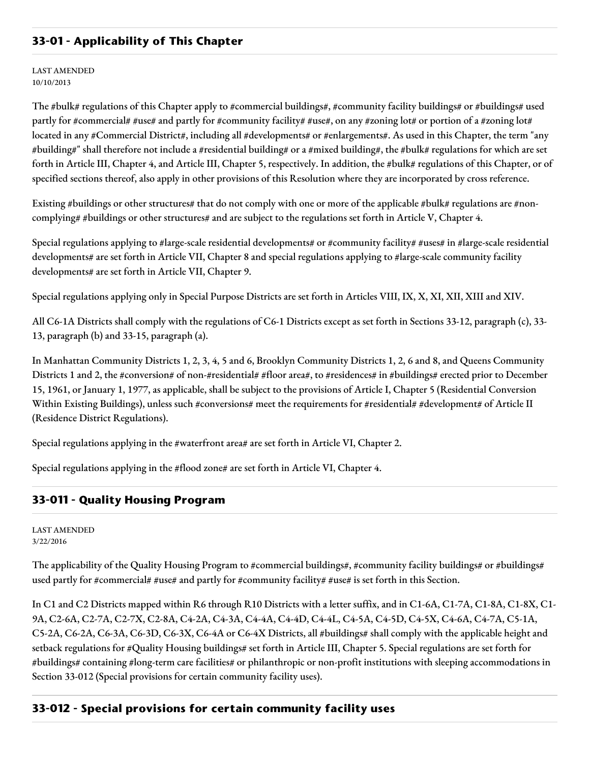## 33-01 - Applicability of This Chapter

LAST AMENDED
10/10/2013

The #bulk# regulations of this Chapter apply to #commercial buildings#, #community facility buildings# or #buildings# used partly for #commercial# #use# and partly for #community facility# #use#, on any #zoning lot# or portion of a #zoning lot# located in any #Commercial District#, including all #developments# or #enlargements#. As used in this Chapter, the term "any #building#" shall therefore not include a #residential building# or a #mixed building#, the #bulk# regulations for which are set forth in Article III, Chapter 4, and Article III, Chapter 5, respectively. In addition, the #bulk# regulations of this Chapter, or of specified sections thereof, also apply in other provisions of this Resolution where they are incorporated by cross reference.

Existing #buildings or other structures# that do not comply with one or more of the applicable #bulk# regulations are #non-complying# #buildings or other structures# and are subject to the regulations set forth in Article V, Chapter 4.

Special regulations applying to #large-scale residential developments# or #community facility# #uses# in #large-scale residential developments# are set forth in Article VII, Chapter 8 and special regulations applying to #large-scale community facility developments# are set forth in Article VII, Chapter 9.

Special regulations applying only in Special Purpose Districts are set forth in Articles VIII, IX, X, XI, XII, XIII and XIV.

All C6-1A Districts shall comply with the regulations of C6-1 Districts except as set forth in Sections 33-12, paragraph (c), 33-13, paragraph (b) and 33-15, paragraph (a).

In Manhattan Community Districts 1, 2, 3, 4, 5 and 6, Brooklyn Community Districts 1, 2, 6 and 8, and Queens Community Districts 1 and 2, the #conversion# of non-#residential# #floor area#, to #residences# in #buildings# erected prior to December 15, 1961, or January 1, 1977, as applicable, shall be subject to the provisions of Article I, Chapter 5 (Residential Conversion Within Existing Buildings), unless such #conversions# meet the requirements for #residential# #development# of Article II (Residence District Regulations).

Special regulations applying in the #waterfront area# are set forth in Article VI, Chapter 2.

Special regulations applying in the #flood zone# are set forth in Article VI, Chapter 4.

## 33-011 - Quality Housing Program

LAST AMENDED
3/22/2016

The applicability of the Quality Housing Program to #commercial buildings#, #community facility buildings# or #buildings# used partly for #commercial# #use# and partly for #community facility# #use# is set forth in this Section.

In C1 and C2 Districts mapped within R6 through R10 Districts with a letter suffix, and in C1-6A, C1-7A, C1-8A, C1-8X, C1-9A, C2-6A, C2-7A, C2-7X, C2-8A, C4-2A, C4-3A, C4-4A, C4-4D, C4-4L, C4-5A, C4-5D, C4-5X, C4-6A, C4-7A, C5-1A, C5-2A, C6-2A, C6-3A, C6-3D, C6-3X, C6-4A or C6-4X Districts, all #buildings# shall comply with the applicable height and setback regulations for #Quality Housing buildings# set forth in Article III, Chapter 5. Special regulations are set forth for #buildings# containing #long-term care facilities# or philanthropic or non-profit institutions with sleeping accommodations in Section 33-012 (Special provisions for certain community facility uses).

## 33-012 - Special provisions for certain community facility uses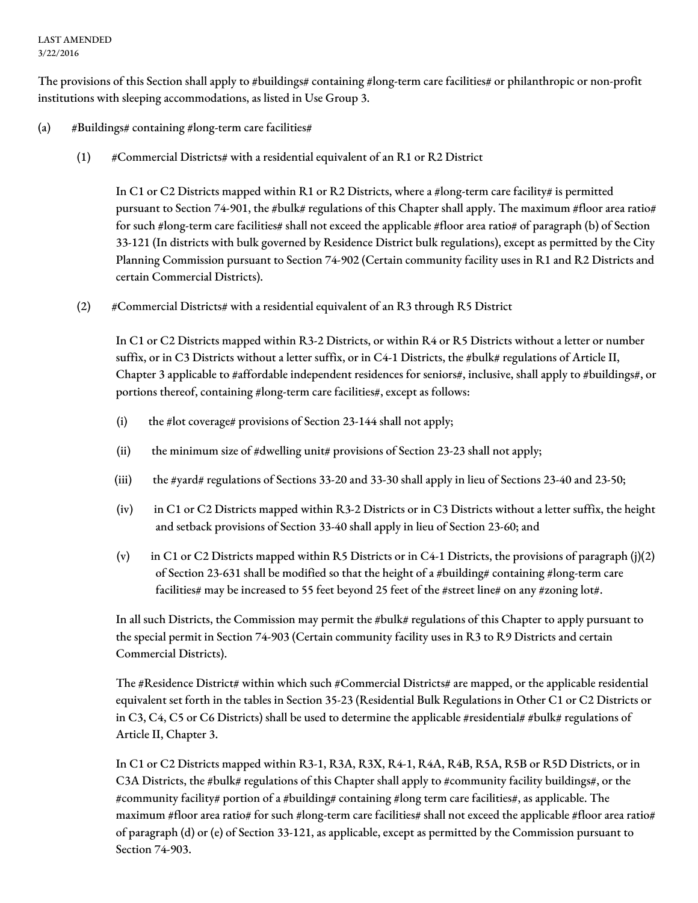LAST AMENDED
3/22/2016

The provisions of this Section shall apply to #buildings# containing #long-term care facilities# or philanthropic or non-profit institutions with sleeping accommodations, as listed in Use Group 3.

(a) #Buildings# containing #long-term care facilities#

(1) #Commercial Districts# with a residential equivalent of an R1 or R2 District

In C1 or C2 Districts mapped within R1 or R2 Districts, where a #long-term care facility# is permitted pursuant to Section 74-901, the #bulk# regulations of this Chapter shall apply. The maximum #floor area ratio# for such #long-term care facilities# shall not exceed the applicable #floor area ratio# of paragraph (b) of Section 33-121 (In districts with bulk governed by Residence District bulk regulations), except as permitted by the City Planning Commission pursuant to Section 74-902 (Certain community facility uses in R1 and R2 Districts and certain Commercial Districts).

(2) #Commercial Districts# with a residential equivalent of an R3 through R5 District

In C1 or C2 Districts mapped within R3-2 Districts, or within R4 or R5 Districts without a letter or number suffix, or in C3 Districts without a letter suffix, or in C4-1 Districts, the #bulk# regulations of Article II, Chapter 3 applicable to #affordable independent residences for seniors#, inclusive, shall apply to #buildings#, or portions thereof, containing #long-term care facilities#, except as follows:

(i) the #lot coverage# provisions of Section 23-144 shall not apply;

(ii) the minimum size of #dwelling unit# provisions of Section 23-23 shall not apply;

(iii) the #yard# regulations of Sections 33-20 and 33-30 shall apply in lieu of Sections 23-40 and 23-50;

(iv) in C1 or C2 Districts mapped within R3-2 Districts or in C3 Districts without a letter suffix, the height and setback provisions of Section 33-40 shall apply in lieu of Section 23-60; and

(v) in C1 or C2 Districts mapped within R5 Districts or in C4-1 Districts, the provisions of paragraph (j)(2) of Section 23-631 shall be modified so that the height of a #building# containing #long-term care facilities# may be increased to 55 feet beyond 25 feet of the #street line# on any #zoning lot#.

In all such Districts, the Commission may permit the #bulk# regulations of this Chapter to apply pursuant to the special permit in Section 74-903 (Certain community facility uses in R3 to R9 Districts and certain Commercial Districts).

The #Residence District# within which such #Commercial Districts# are mapped, or the applicable residential equivalent set forth in the tables in Section 35-23 (Residential Bulk Regulations in Other C1 or C2 Districts or in C3, C4, C5 or C6 Districts) shall be used to determine the applicable #residential# #bulk# regulations of Article II, Chapter 3.

In C1 or C2 Districts mapped within R3-1, R3A, R3X, R4-1, R4A, R4B, R5A, R5B or R5D Districts, or in C3A Districts, the #bulk# regulations of this Chapter shall apply to #community facility buildings#, or the #community facility# portion of a #building# containing #long term care facilities#, as applicable. The maximum #floor area ratio# for such #long-term care facilities# shall not exceed the applicable #floor area ratio# of paragraph (d) or (e) of Section 33-121, as applicable, except as permitted by the Commission pursuant to Section 74-903.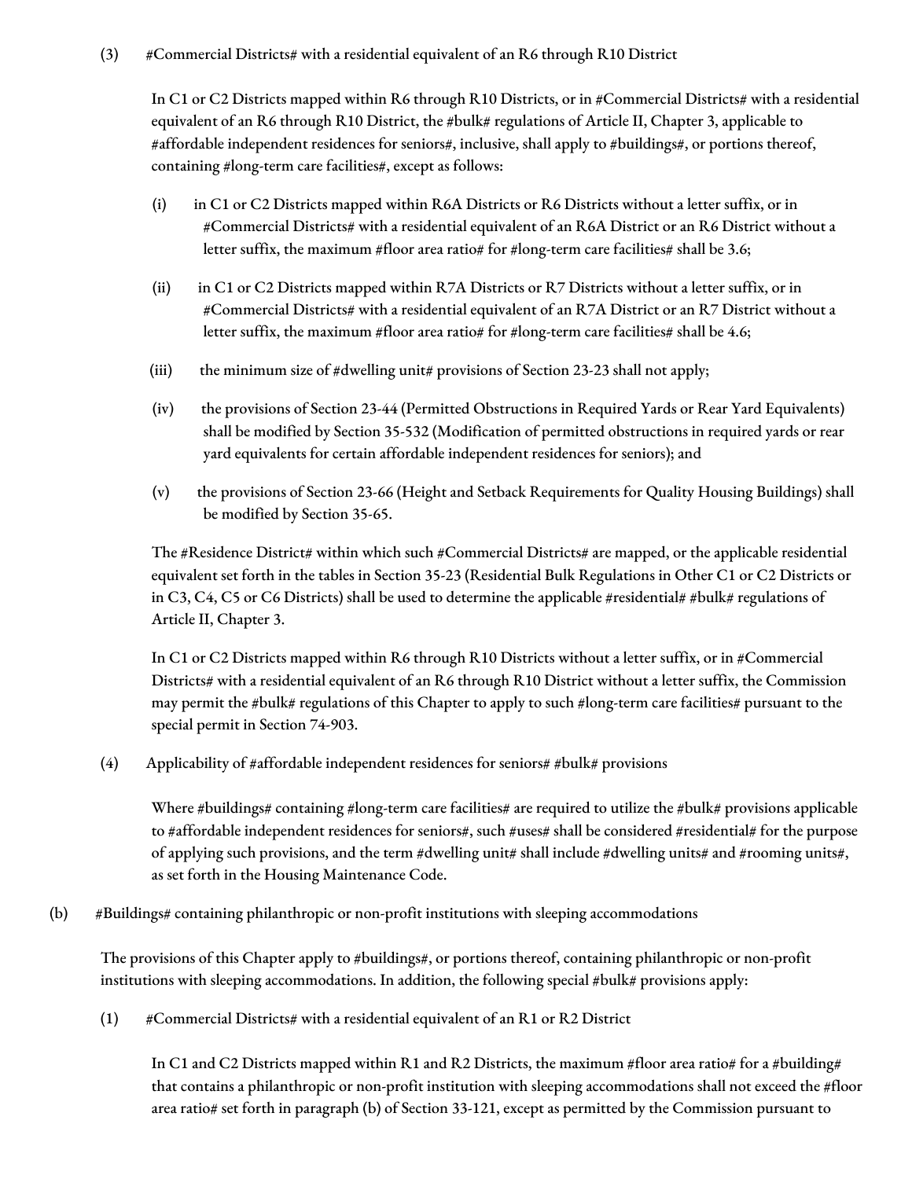(3) #Commercial Districts# with a residential equivalent of an R6 through R10 District

In C1 or C2 Districts mapped within R6 through R10 Districts, or in #Commercial Districts# with a residential equivalent of an R6 through R10 District, the #bulk# regulations of Article II, Chapter 3, applicable to #affordable independent residences for seniors#, inclusive, shall apply to #buildings#, or portions thereof, containing #long-term care facilities#, except as follows:

(i) in C1 or C2 Districts mapped within R6A Districts or R6 Districts without a letter suffix, or in #Commercial Districts# with a residential equivalent of an R6A District or an R6 District without a letter suffix, the maximum #floor area ratio# for #long-term care facilities# shall be 3.6;

(ii) in C1 or C2 Districts mapped within R7A Districts or R7 Districts without a letter suffix, or in #Commercial Districts# with a residential equivalent of an R7A District or an R7 District without a letter suffix, the maximum #floor area ratio# for #long-term care facilities# shall be 4.6;

(iii) the minimum size of #dwelling unit# provisions of Section 23-23 shall not apply;

(iv) the provisions of Section 23-44 (Permitted Obstructions in Required Yards or Rear Yard Equivalents) shall be modified by Section 35-532 (Modification of permitted obstructions in required yards or rear yard equivalents for certain affordable independent residences for seniors); and

(v) the provisions of Section 23-66 (Height and Setback Requirements for Quality Housing Buildings) shall be modified by Section 35-65.

The #Residence District# within which such #Commercial Districts# are mapped, or the applicable residential equivalent set forth in the tables in Section 35-23 (Residential Bulk Regulations in Other C1 or C2 Districts or in C3, C4, C5 or C6 Districts) shall be used to determine the applicable #residential# #bulk# regulations of Article II, Chapter 3.

In C1 or C2 Districts mapped within R6 through R10 Districts without a letter suffix, or in #Commercial Districts# with a residential equivalent of an R6 through R10 District without a letter suffix, the Commission may permit the #bulk# regulations of this Chapter to apply to such #long-term care facilities# pursuant to the special permit in Section 74-903.

(4) Applicability of #affordable independent residences for seniors# #bulk# provisions

Where #buildings# containing #long-term care facilities# are required to utilize the #bulk# provisions applicable to #affordable independent residences for seniors#, such #uses# shall be considered #residential# for the purpose of applying such provisions, and the term #dwelling unit# shall include #dwelling units# and #rooming units#, as set forth in the Housing Maintenance Code.

(b) #Buildings# containing philanthropic or non-profit institutions with sleeping accommodations

The provisions of this Chapter apply to #buildings#, or portions thereof, containing philanthropic or non-profit institutions with sleeping accommodations. In addition, the following special #bulk# provisions apply:

(1) #Commercial Districts# with a residential equivalent of an R1 or R2 District

In C1 and C2 Districts mapped within R1 and R2 Districts, the maximum #floor area ratio# for a #building# that contains a philanthropic or non-profit institution with sleeping accommodations shall not exceed the #floor area ratio# set forth in paragraph (b) of Section 33-121, except as permitted by the Commission pursuant to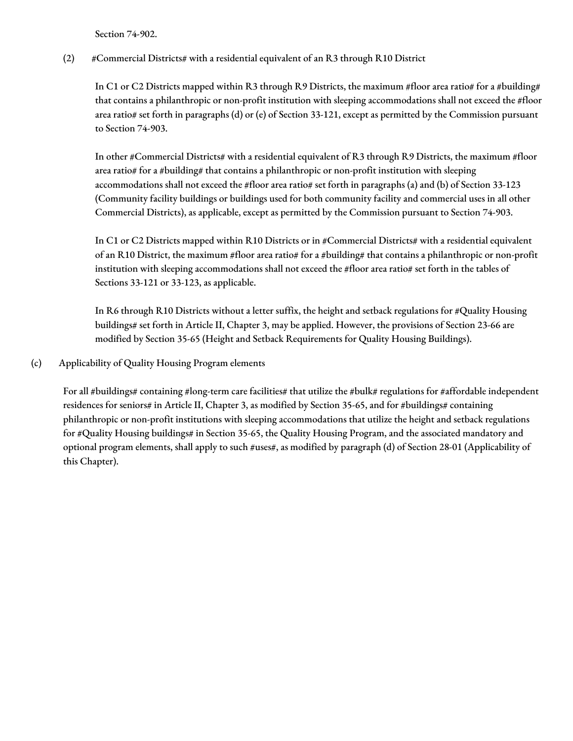Section 74-902.

(2) #Commercial Districts# with a residential equivalent of an R3 through R10 District

In C1 or C2 Districts mapped within R3 through R9 Districts, the maximum #floor area ratio# for a #building# that contains a philanthropic or non-profit institution with sleeping accommodations shall not exceed the #floor area ratio# set forth in paragraphs (d) or (e) of Section 33-121, except as permitted by the Commission pursuant to Section 74-903.

In other #Commercial Districts# with a residential equivalent of R3 through R9 Districts, the maximum #floor area ratio# for a #building# that contains a philanthropic or non-profit institution with sleeping accommodations shall not exceed the #floor area ratio# set forth in paragraphs (a) and (b) of Section 33-123 (Community facility buildings or buildings used for both community facility and commercial uses in all other Commercial Districts), as applicable, except as permitted by the Commission pursuant to Section 74-903.

In C1 or C2 Districts mapped within R10 Districts or in #Commercial Districts# with a residential equivalent of an R10 District, the maximum #floor area ratio# for a #building# that contains a philanthropic or non-profit institution with sleeping accommodations shall not exceed the #floor area ratio# set forth in the tables of Sections 33-121 or 33-123, as applicable.

In R6 through R10 Districts without a letter suffix, the height and setback regulations for #Quality Housing buildings# set forth in Article II, Chapter 3, may be applied. However, the provisions of Section 23-66 are modified by Section 35-65 (Height and Setback Requirements for Quality Housing Buildings).

(c) Applicability of Quality Housing Program elements

For all #buildings# containing #long-term care facilities# that utilize the #bulk# regulations for #affordable independent residences for seniors# in Article II, Chapter 3, as modified by Section 35-65, and for #buildings# containing philanthropic or non-profit institutions with sleeping accommodations that utilize the height and setback regulations for #Quality Housing buildings# in Section 35-65, the Quality Housing Program, and the associated mandatory and optional program elements, shall apply to such #uses#, as modified by paragraph (d) of Section 28-01 (Applicability of this Chapter).